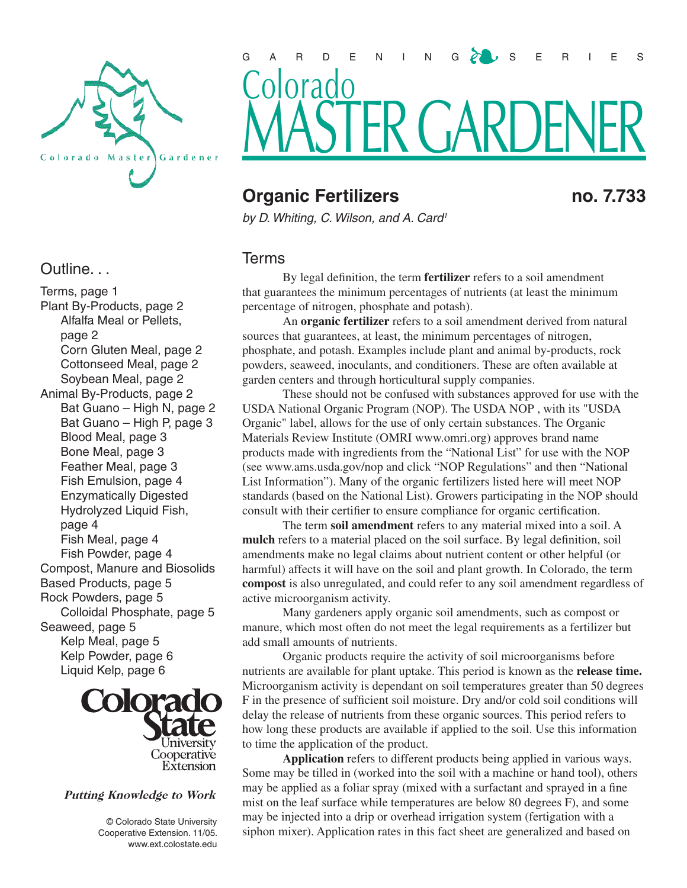GARDENING SERIES

# Colorado MASTER GARDENER

## Organic Fertilizers

**no. 7.733**

*by D. Whiting, C. Wilson, and A. Card*[1]

### Outline. . .

Terms, page 1
Plant By-Products, page 2
- Alfalfa Meal or Pellets, page 2
- Corn Gluten Meal, page 2
- Cottonseed Meal, page 2
- Soybean Meal, page 2

Animal By-Products, page 2
- Bat Guano – High N, page 2
- Bat Guano – High P, page 3
- Blood Meal, page 3
- Bone Meal, page 3
- Feather Meal, page 3
- Fish Emulsion, page 4
- Enzymatically Digested Hydrolyzed Liquid Fish, page 4
- Fish Meal, page 4
- Fish Powder, page 4

Compost, Manure and Biosolids Based Products, page 5
Rock Powders, page 5
- Colloidal Phosphate, page 5

Seaweed, page 5
- Kelp Meal, page 5
- Kelp Powder, page 6
- Liquid Kelp, page 6

Colorado State University Cooperative Extension

*Putting Knowledge to Work*

© Colorado State University Cooperative Extension. 11/05. www.ext.colostate.edu

### Terms

By legal definition, the term **fertilizer** refers to a soil amendment that guarantees the minimum percentages of nutrients (at least the minimum percentage of nitrogen, phosphate and potash).

An **organic fertilizer** refers to a soil amendment derived from natural sources that guarantees, at least, the minimum percentages of nitrogen, phosphate, and potash. Examples include plant and animal by-products, rock powders, seaweed, inoculants, and conditioners. These are often available at garden centers and through horticultural supply companies.

These should not be confused with substances approved for use with the USDA National Organic Program (NOP). The USDA NOP , with its "USDA Organic" label, allows for the use of only certain substances. The Organic Materials Review Institute (OMRI www.omri.org) approves brand name products made with ingredients from the "National List" for use with the NOP (see www.ams.usda.gov/nop and click "NOP Regulations" and then "National List Information"). Many of the organic fertilizers listed here will meet NOP standards (based on the National List). Growers participating in the NOP should consult with their certifier to ensure compliance for organic certification.

The term **soil amendment** refers to any material mixed into a soil. A **mulch** refers to a material placed on the soil surface. By legal definition, soil amendments make no legal claims about nutrient content or other helpful (or harmful) affects it will have on the soil and plant growth. In Colorado, the term **compost** is also unregulated, and could refer to any soil amendment regardless of active microorganism activity.

Many gardeners apply organic soil amendments, such as compost or manure, which most often do not meet the legal requirements as a fertilizer but add small amounts of nutrients.

Organic products require the activity of soil microorganisms before nutrients are available for plant uptake. This period is known as the **release time.** Microorganism activity is dependant on soil temperatures greater than 50 degrees F in the presence of sufficient soil moisture. Dry and/or cold soil conditions will delay the release of nutrients from these organic sources. This period refers to how long these products are available if applied to the soil. Use this information to time the application of the product.

**Application** refers to different products being applied in various ways. Some may be tilled in (worked into the soil with a machine or hand tool), others may be applied as a foliar spray (mixed with a surfactant and sprayed in a fine mist on the leaf surface while temperatures are below 80 degrees F), and some may be injected into a drip or overhead irrigation system (fertigation with a siphon mixer). Application rates in this fact sheet are generalized and based on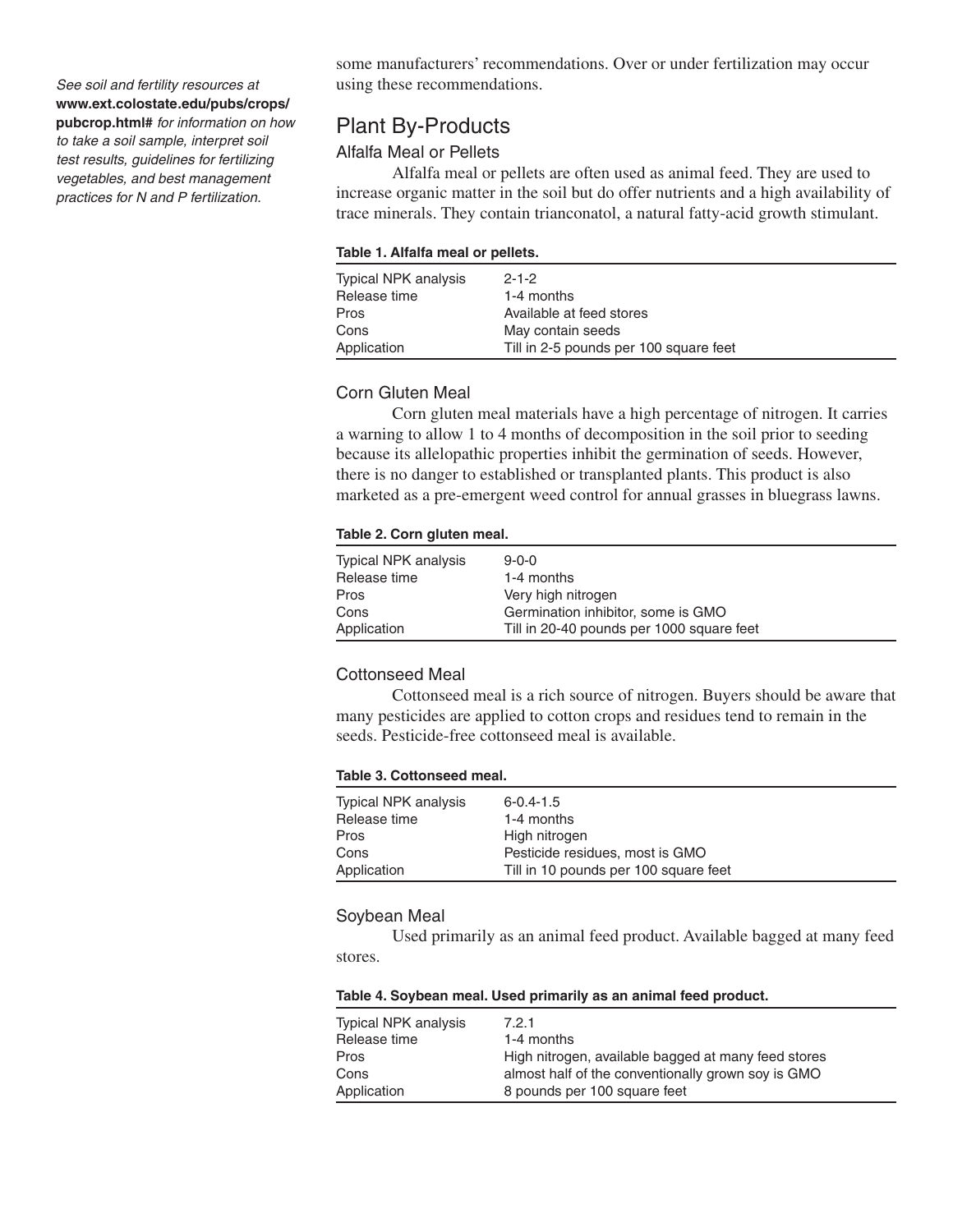*See soil and fertility resources at* **www.ext.colostate.edu/pubs/crops/pubcrop.html#** *for information on how to take a soil sample, interpret soil test results, guidelines for fertilizing vegetables, and best management practices for N and P fertilization.*

some manufacturers' recommendations. Over or under fertilization may occur using these recommendations.

## Plant By-Products

### Alfalfa Meal or Pellets

Alfalfa meal or pellets are often used as animal feed. They are used to increase organic matter in the soil but do offer nutrients and a high availability of trace minerals. They contain trianconatol, a natural fatty-acid growth stimulant.

**Table 1. Alfalfa meal or pellets.**

| | |
|---|---|
| Typical NPK analysis | 2-1-2 |
| Release time | 1-4 months |
| Pros | Available at feed stores |
| Cons | May contain seeds |
| Application | Till in 2-5 pounds per 100 square feet |

### Corn Gluten Meal

Corn gluten meal materials have a high percentage of nitrogen. It carries a warning to allow 1 to 4 months of decomposition in the soil prior to seeding because its allelopathic properties inhibit the germination of seeds. However, there is no danger to established or transplanted plants. This product is also marketed as a pre-emergent weed control for annual grasses in bluegrass lawns.

**Table 2. Corn gluten meal.**

| | |
|---|---|
| Typical NPK analysis | 9-0-0 |
| Release time | 1-4 months |
| Pros | Very high nitrogen |
| Cons | Germination inhibitor, some is GMO |
| Application | Till in 20-40 pounds per 1000 square feet |

### Cottonseed Meal

Cottonseed meal is a rich source of nitrogen. Buyers should be aware that many pesticides are applied to cotton crops and residues tend to remain in the seeds. Pesticide-free cottonseed meal is available.

**Table 3. Cottonseed meal.**

| | |
|---|---|
| Typical NPK analysis | 6-0.4-1.5 |
| Release time | 1-4 months |
| Pros | High nitrogen |
| Cons | Pesticide residues, most is GMO |
| Application | Till in 10 pounds per 100 square feet |

### Soybean Meal

Used primarily as an animal feed product. Available bagged at many feed stores.

**Table 4. Soybean meal. Used primarily as an animal feed product.**

| | |
|---|---|
| Typical NPK analysis | 7.2.1 |
| Release time | 1-4 months |
| Pros | High nitrogen, available bagged at many feed stores |
| Cons | almost half of the conventionally grown soy is GMO |
| Application | 8 pounds per 100 square feet |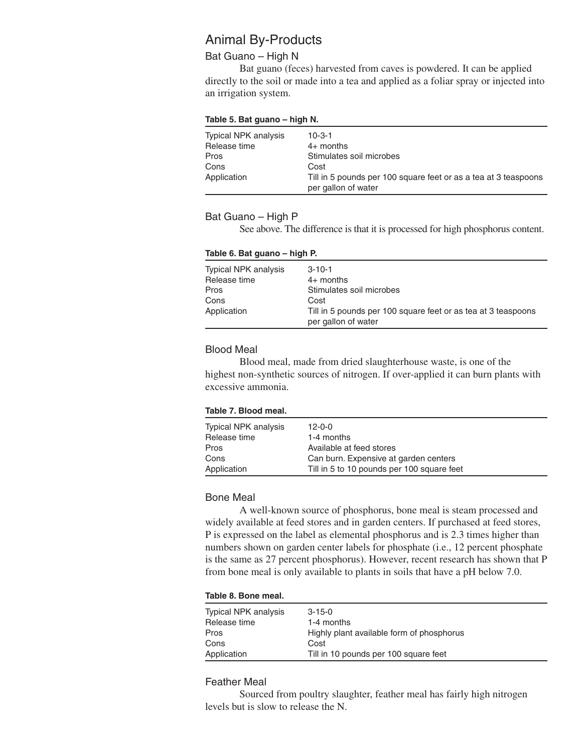## Animal By-Products

### Bat Guano – High N

Bat guano (feces) harvested from caves is powdered. It can be applied directly to the soil or made into a tea and applied as a foliar spray or injected into an irrigation system.

**Table 5. Bat guano – high N.**

| | |
|---|---|
| Typical NPK analysis | 10-3-1 |
| Release time | 4+ months |
| Pros | Stimulates soil microbes |
| Cons | Cost |
| Application | Till in 5 pounds per 100 square feet or as a tea at 3 teaspoons per gallon of water |

### Bat Guano – High P

See above. The difference is that it is processed for high phosphorus content.

**Table 6. Bat guano – high P.**

| | |
|---|---|
| Typical NPK analysis | 3-10-1 |
| Release time | 4+ months |
| Pros | Stimulates soil microbes |
| Cons | Cost |
| Application | Till in 5 pounds per 100 square feet or as tea at 3 teaspoons per gallon of water |

### Blood Meal

Blood meal, made from dried slaughterhouse waste, is one of the highest non-synthetic sources of nitrogen. If over-applied it can burn plants with excessive ammonia.

**Table 7. Blood meal.**

| | |
|---|---|
| Typical NPK analysis | 12-0-0 |
| Release time | 1-4 months |
| Pros | Available at feed stores |
| Cons | Can burn. Expensive at garden centers |
| Application | Till in 5 to 10 pounds per 100 square feet |

### Bone Meal

A well-known source of phosphorus, bone meal is steam processed and widely available at feed stores and in garden centers. If purchased at feed stores, P is expressed on the label as elemental phosphorus and is 2.3 times higher than numbers shown on garden center labels for phosphate (i.e., 12 percent phosphate is the same as 27 percent phosphorus). However, recent research has shown that P from bone meal is only available to plants in soils that have a pH below 7.0.

**Table 8. Bone meal.**

| | |
|---|---|
| Typical NPK analysis | 3-15-0 |
| Release time | 1-4 months |
| Pros | Highly plant available form of phosphorus |
| Cons | Cost |
| Application | Till in 10 pounds per 100 square feet |

### Feather Meal

Sourced from poultry slaughter, feather meal has fairly high nitrogen levels but is slow to release the N.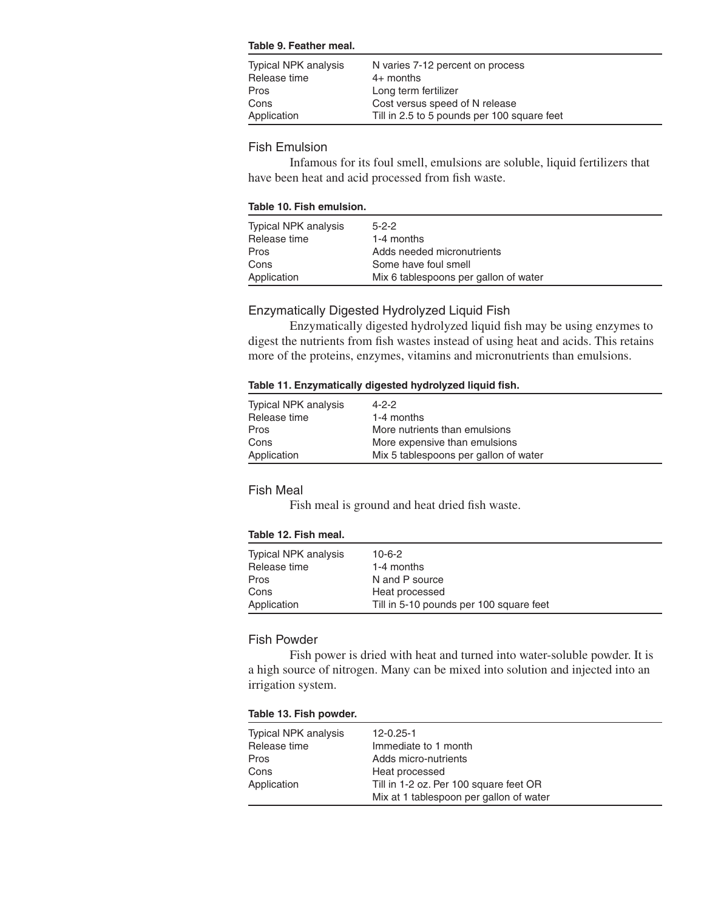**Table 9. Feather meal.**

| | |
|---|---|
| Typical NPK analysis | N varies 7-12 percent on process |
| Release time | 4+ months |
| Pros | Long term fertilizer |
| Cons | Cost versus speed of N release |
| Application | Till in 2.5 to 5 pounds per 100 square feet |

### Fish Emulsion

Infamous for its foul smell, emulsions are soluble, liquid fertilizers that have been heat and acid processed from fish waste.

**Table 10. Fish emulsion.**

| | |
|---|---|
| Typical NPK analysis | 5-2-2 |
| Release time | 1-4 months |
| Pros | Adds needed micronutrients |
| Cons | Some have foul smell |
| Application | Mix 6 tablespoons per gallon of water |

### Enzymatically Digested Hydrolyzed Liquid Fish

Enzymatically digested hydrolyzed liquid fish may be using enzymes to digest the nutrients from fish wastes instead of using heat and acids. This retains more of the proteins, enzymes, vitamins and micronutrients than emulsions.

**Table 11. Enzymatically digested hydrolyzed liquid fish.**

| | |
|---|---|
| Typical NPK analysis | 4-2-2 |
| Release time | 1-4 months |
| Pros | More nutrients than emulsions |
| Cons | More expensive than emulsions |
| Application | Mix 5 tablespoons per gallon of water |

### Fish Meal

Fish meal is ground and heat dried fish waste.

**Table 12. Fish meal.**

| | |
|---|---|
| Typical NPK analysis | 10-6-2 |
| Release time | 1-4 months |
| Pros | N and P source |
| Cons | Heat processed |
| Application | Till in 5-10 pounds per 100 square feet |

### Fish Powder

Fish power is dried with heat and turned into water-soluble powder. It is a high source of nitrogen. Many can be mixed into solution and injected into an irrigation system.

**Table 13. Fish powder.**

| | |
|---|---|
| Typical NPK analysis | 12-0.25-1 |
| Release time | Immediate to 1 month |
| Pros | Adds micro-nutrients |
| Cons | Heat processed |
| Application | Till in 1-2 oz. Per 100 square feet OR Mix at 1 tablespoon per gallon of water |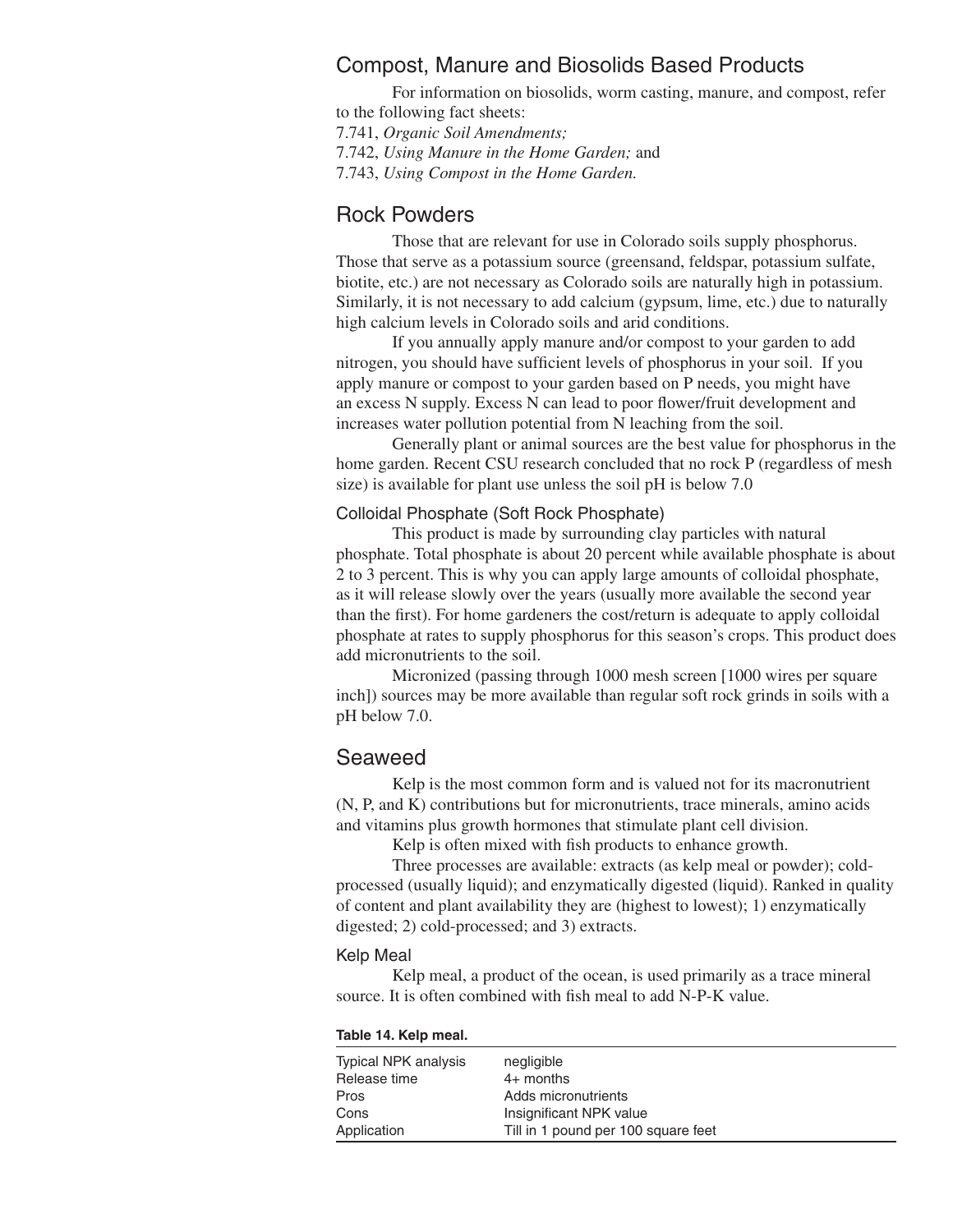## Compost, Manure and Biosolids Based Products

For information on biosolids, worm casting, manure, and compost, refer to the following fact sheets:

7.741, *Organic Soil Amendments;*

7.742, *Using Manure in the Home Garden;* and

7.743, *Using Compost in the Home Garden.*

## Rock Powders

Those that are relevant for use in Colorado soils supply phosphorus. Those that serve as a potassium source (greensand, feldspar, potassium sulfate, biotite, etc.) are not necessary as Colorado soils are naturally high in potassium. Similarly, it is not necessary to add calcium (gypsum, lime, etc.) due to naturally high calcium levels in Colorado soils and arid conditions.

If you annually apply manure and/or compost to your garden to add nitrogen, you should have sufficient levels of phosphorus in your soil. If you apply manure or compost to your garden based on P needs, you might have an excess N supply. Excess N can lead to poor flower/fruit development and increases water pollution potential from N leaching from the soil.

Generally plant or animal sources are the best value for phosphorus in the home garden. Recent CSU research concluded that no rock P (regardless of mesh size) is available for plant use unless the soil pH is below 7.0

### Colloidal Phosphate (Soft Rock Phosphate)

This product is made by surrounding clay particles with natural phosphate. Total phosphate is about 20 percent while available phosphate is about 2 to 3 percent. This is why you can apply large amounts of colloidal phosphate, as it will release slowly over the years (usually more available the second year than the first). For home gardeners the cost/return is adequate to apply colloidal phosphate at rates to supply phosphorus for this season's crops. This product does add micronutrients to the soil.

Micronized (passing through 1000 mesh screen [1000 wires per square inch]) sources may be more available than regular soft rock grinds in soils with a pH below 7.0.

## Seaweed

Kelp is the most common form and is valued not for its macronutrient (N, P, and K) contributions but for micronutrients, trace minerals, amino acids and vitamins plus growth hormones that stimulate plant cell division.

Kelp is often mixed with fish products to enhance growth.

Three processes are available: extracts (as kelp meal or powder); cold-processed (usually liquid); and enzymatically digested (liquid). Ranked in quality of content and plant availability they are (highest to lowest); 1) enzymatically digested; 2) cold-processed; and 3) extracts.

### Kelp Meal

Kelp meal, a product of the ocean, is used primarily as a trace mineral source. It is often combined with fish meal to add N-P-K value.

**Table 14. Kelp meal.**

| | |
|---|---|
| Typical NPK analysis | negligible |
| Release time | 4+ months |
| Pros | Adds micronutrients |
| Cons | Insignificant NPK value |
| Application | Till in 1 pound per 100 square feet |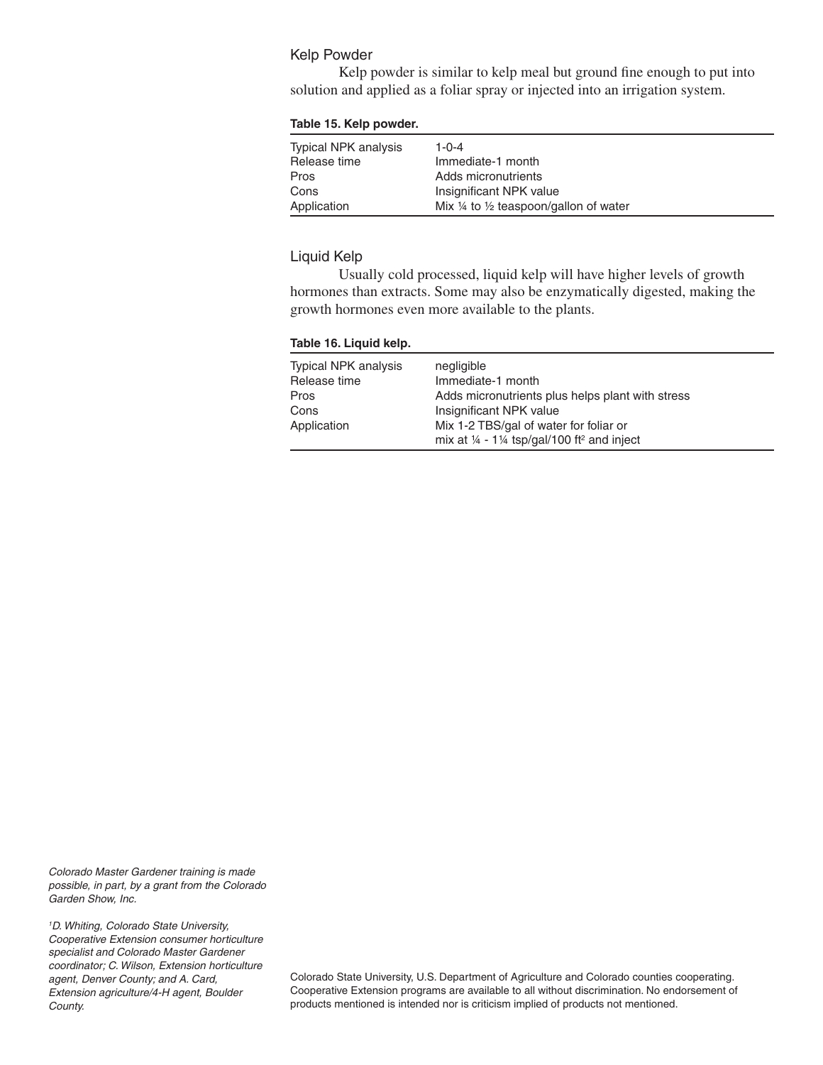### Kelp Powder

Kelp powder is similar to kelp meal but ground fine enough to put into solution and applied as a foliar spray or injected into an irrigation system.

**Table 15. Kelp powder.**

| | |
|---|---|
| Typical NPK analysis | 1-0-4 |
| Release time | Immediate-1 month |
| Pros | Adds micronutrients |
| Cons | Insignificant NPK value |
| Application | Mix ¼ to ½ teaspoon/gallon of water |

### Liquid Kelp

Usually cold processed, liquid kelp will have higher levels of growth hormones than extracts. Some may also be enzymatically digested, making the growth hormones even more available to the plants.

**Table 16. Liquid kelp.**

| | |
|---|---|
| Typical NPK analysis | negligible |
| Release time | Immediate-1 month |
| Pros | Adds micronutrients plus helps plant with stress |
| Cons | Insignificant NPK value |
| Application | Mix 1-2 TBS/gal of water for foliar or mix at ¼ - 1¼ tsp/gal/100 ft² and inject |

*Colorado Master Gardener training is made possible, in part, by a grant from the Colorado Garden Show, Inc.*

*[1]D. Whiting, Colorado State University, Cooperative Extension consumer horticulture specialist and Colorado Master Gardener coordinator; C. Wilson, Extension horticulture agent, Denver County; and A. Card, Extension agriculture/4-H agent, Boulder County.*

Colorado State University, U.S. Department of Agriculture and Colorado counties cooperating. Cooperative Extension programs are available to all without discrimination. No endorsement of products mentioned is intended nor is criticism implied of products not mentioned.